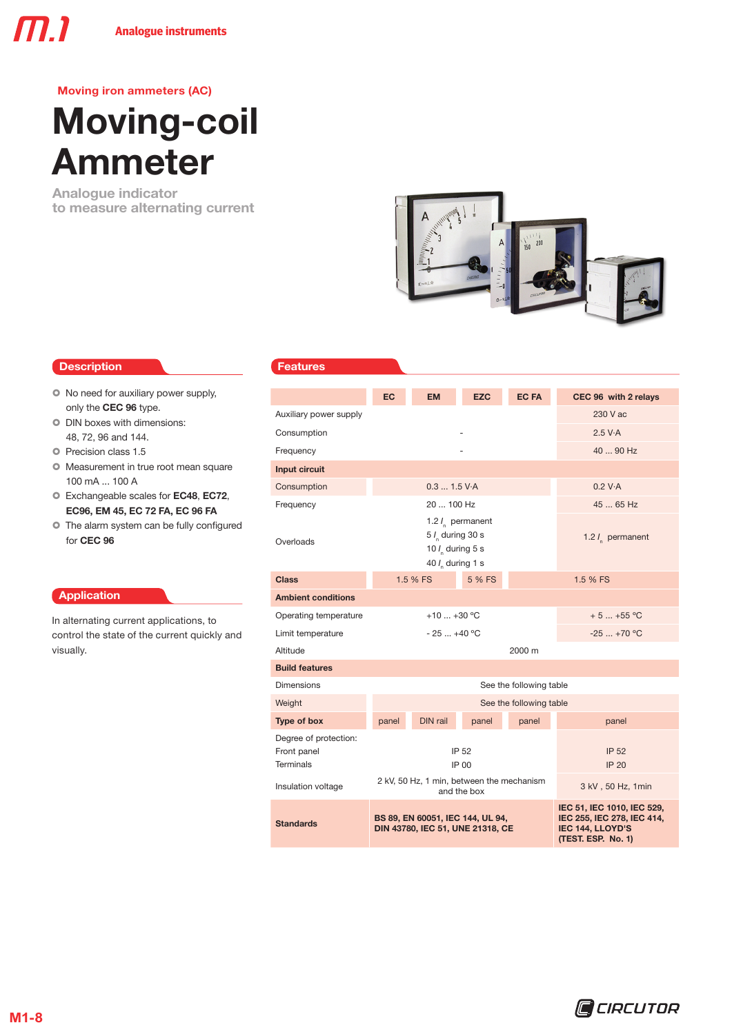Moving iron ammeters (AC)

# Moving-coil Ammeter

## Analogue indicator to measure alternating current

## Description

- No need for auxiliary power supply, only the **CEC 96** type.
- DIN boxes with dimensions: 48, 72, 96 and 144.
- Precision class 1.5
- Measurement in true root mean square 100 mA ... 100 A
- Exchangeable scales for **EC48**, **EC72**, **EC96, EM 45, EC 72 FA, EC 96 FA**
- The alarm system can be fully configured for **CEC 96**

## Application

In alternating current applications, to control the state of the current quickly and visually.

## Features

| | EC | EM | EZC | EC FA | CEC 96 with 2 relays |
|---|---|---|---|---|---|
| Auxiliary power supply | | | | | 230 V ac |
| Consumption | - | | | | 2.5 V·A |
| Frequency | - | | | | 40 ... 90 Hz |
| **Input circuit** | | | | | |
| Consumption | 0.3 ... 1.5 V·A | | | | 0.2 V·A |
| Frequency | 20 ... 100 Hz | | | | 45 ... 65 Hz |
| Overloads | 1.2 $I_n$ permanent<br>5 $I_n$ during 30 s<br>10 $I_n$ during 5 s<br>40 $I_n$ during 1 s | | | | 1.2 $I_n$ permanent |
| **Class** | 1.5 % FS | | 5 % FS | 1.5 % FS | |
| **Ambient conditions** | | | | | |
| Operating temperature | +10 ... +30 ºC | | | | + 5 ... +55 ºC |
| Limit temperature | - 25 ... +40 ºC | | | | -25 ... +70 ºC |
| Altitude | 2000 m | | | | |
| **Build features** | | | | | |
| Dimensions | See the following table | | | | |
| Weight | See the following table | | | | |
| **Type of box** | panel | DIN rail | panel | panel | panel |
| Degree of protection:<br>Front panel<br>Terminals | IP 52<br>IP 00 | | | | IP 52<br>IP 20 |
| Insulation voltage | 2 kV, 50 Hz, 1 min, between the mechanism and the box | | | | 3 kV , 50 Hz, 1min |
| **Standards** | **BS 89, EN 60051, IEC 144, UL 94, DIN 43780, IEC 51, UNE 21318, CE** | | | | **IEC 51, IEC 1010, IEC 529, IEC 255, IEC 278, IEC 414, IEC 144, LLOYD'S (TEST. ESP. No. 1)** |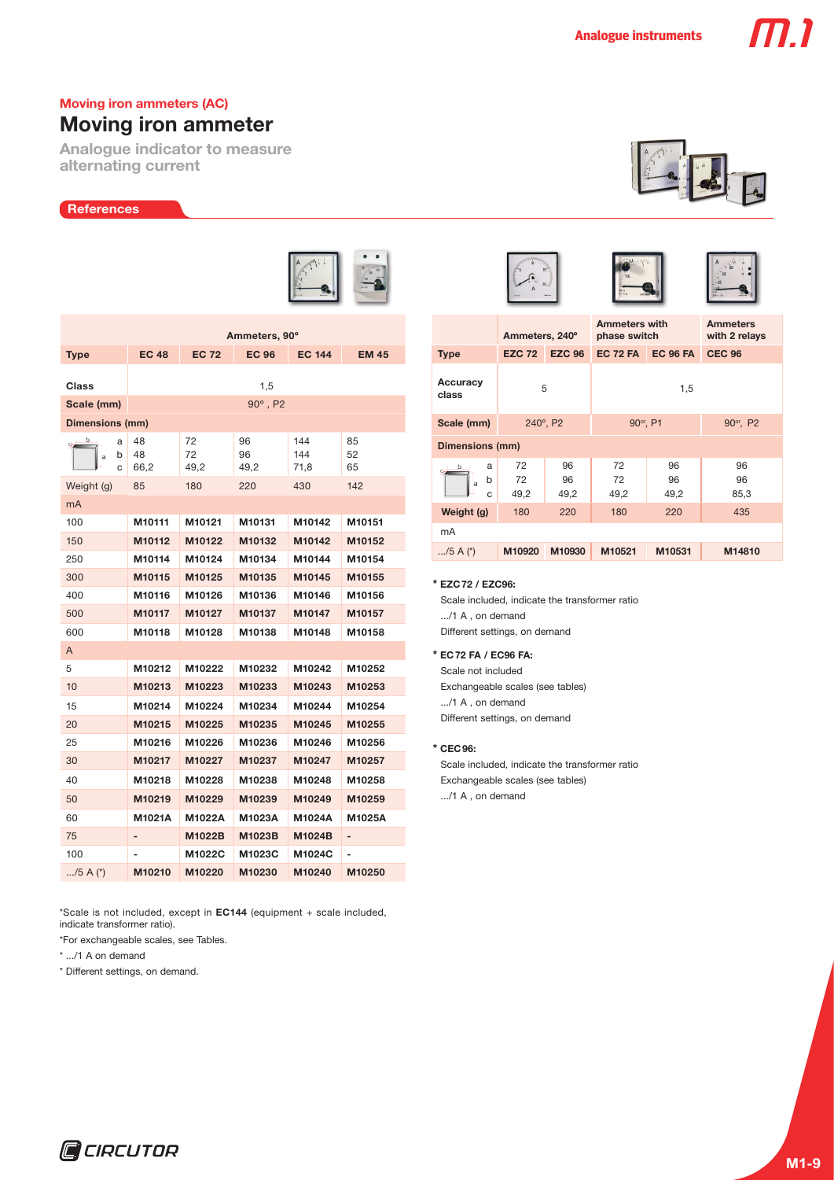### Moving iron ammeters (AC)

# Moving iron ammeter

**Analogue indicator to measure alternating current**

## References

| | Ammeters, 90° | | | | |
|---|---|---|---|---|---|
| **Type** | **EC 48** | **EC 72** | **EC 96** | **EC 144** | **EM 45** |
| **Class** | 1,5 | | | | |
| **Scale (mm)** | 90°, P2 | | | | |
| **Dimensions (mm)** | | | | | |
| a | 48 | 72 | 96 | 144 | 85 |
| b | 48 | 72 | 96 | 144 | 52 |
| c | 66,2 | 49,2 | 49,2 | 71,8 | 65 |
| Weight (g) | 85 | 180 | 220 | 430 | 142 |
| mA | | | | | |
| 100 | **M10111** | **M10121** | **M10131** | **M10142** | **M10151** |
| 150 | **M10112** | **M10122** | **M10132** | **M10142** | **M10152** |
| 250 | **M10114** | **M10124** | **M10134** | **M10144** | **M10154** |
| 300 | **M10115** | **M10125** | **M10135** | **M10145** | **M10155** |
| 400 | **M10116** | **M10126** | **M10136** | **M10146** | **M10156** |
| 500 | **M10117** | **M10127** | **M10137** | **M10147** | **M10157** |
| 600 | **M10118** | **M10128** | **M10138** | **M10148** | **M10158** |
| A | | | | | |
| 5 | **M10212** | **M10222** | **M10232** | **M10242** | **M10252** |
| 10 | **M10213** | **M10223** | **M10233** | **M10243** | **M10253** |
| 15 | **M10214** | **M10224** | **M10234** | **M10244** | **M10254** |
| 20 | **M10215** | **M10225** | **M10235** | **M10245** | **M10255** |
| 25 | **M10216** | **M10226** | **M10236** | **M10246** | **M10256** |
| 30 | **M10217** | **M10227** | **M10237** | **M10247** | **M10257** |
| 40 | **M10218** | **M10228** | **M10238** | **M10248** | **M10258** |
| 50 | **M10219** | **M10229** | **M10239** | **M10249** | **M10259** |
| 60 | **M1021A** | **M1022A** | **M1023A** | **M1024A** | **M1025A** |
| 75 | - | **M1022B** | **M1023B** | **M1024B** | - |
| 100 | - | **M1022C** | **M1023C** | **M1024C** | - |
| .../5 A (*) | **M10210** | **M10220** | **M10230** | **M10240** | **M10250** |

*Scale is not included, except in **EC144** (equipment + scale included, indicate transformer ratio).

*For exchangeable scales, see Tables.

* .../1 A on demand

* Different settings, on demand.

| | Ammeters, 240° | | Ammeters with phase switch | | Ammeters with 2 relays |
|---|---|---|---|---|---|
| **Type** | **EZC 72** | **EZC 96** | **EC 72 FA** | **EC 96 FA** | **CEC 96** |
| **Accuracy class** | 5 | | 1,5 | | |
| **Scale (mm)** | 240°, P2 | | 90°r, P1 | | 90°r, P2 |
| **Dimensions (mm)** | | | | | |
| a | 72 | 96 | 72 | 96 | 96 |
| b | 72 | 96 | 72 | 96 | 96 |
| c | 49,2 | 49,2 | 49,2 | 49,2 | 85,3 |
| **Weight (g)** | 180 | 220 | 180 | 220 | 435 |
| mA | | | | | |
| .../5 A (*) | **M10920** | **M10930** | **M10521** | **M10531** | **M14810** |

**\* EZC72 / EZC96:**

Scale included, indicate the transformer ratio

.../1 A , on demand

Different settings, on demand

**\* EC72 FA / EC96 FA:**

Scale not included

Exchangeable scales (see tables)

.../1 A , on demand

Different settings, on demand

**\* CEC96:**

Scale included, indicate the transformer ratio

Exchangeable scales (see tables)

.../1 A , on demand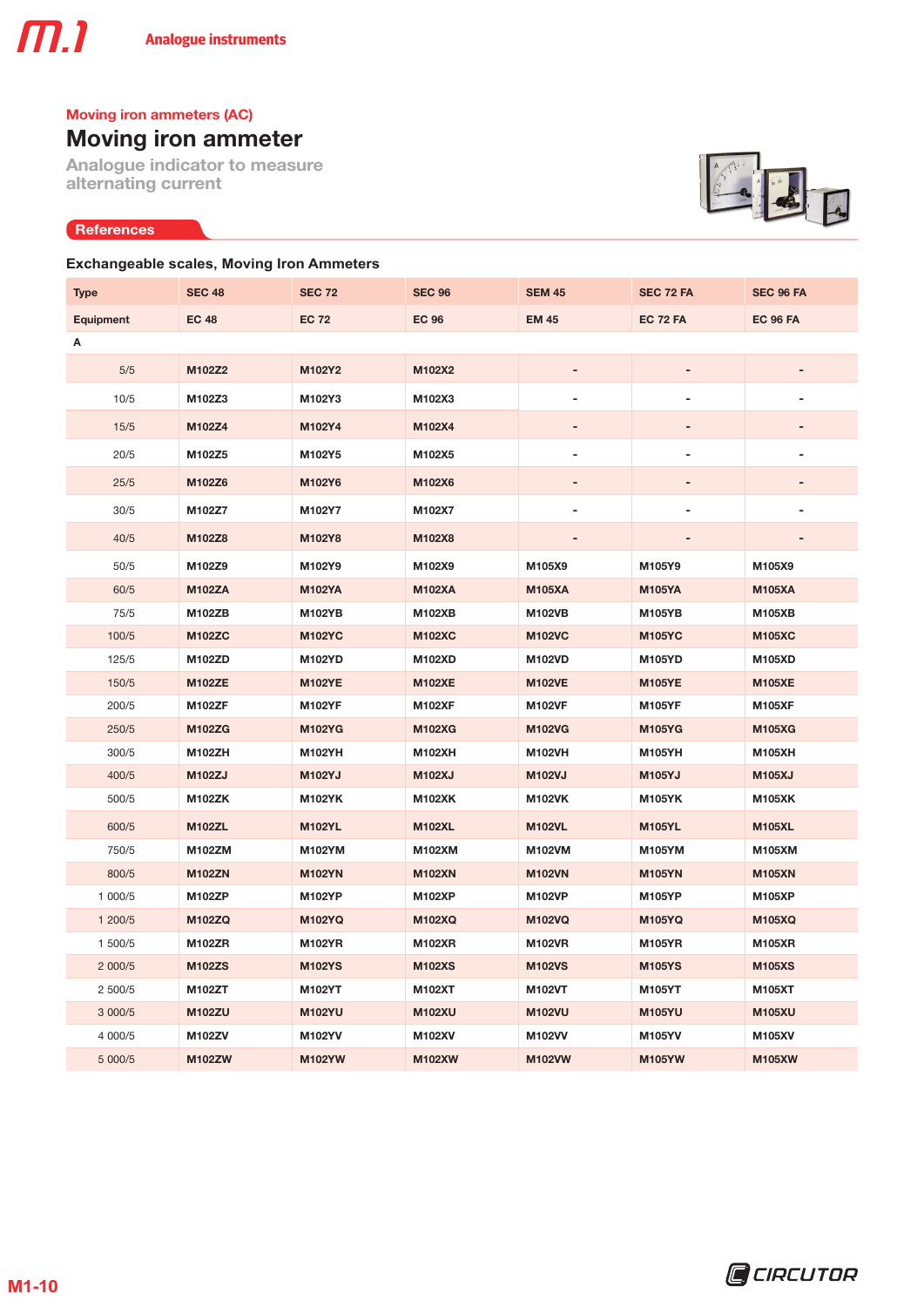Moving iron ammeters (AC)

# Moving iron ammeter

Analogue indicator to measure alternating current

## References

### Exchangeable scales, Moving Iron Ammeters

| Type | SEC 48 | SEC 72 | SEC 96 | SEM 45 | SEC 72 FA | SEC 96 FA |
|---|---|---|---|---|---|---|
| Equipment | EC 48 | EC 72 | EC 96 | EM 45 | EC 72 FA | EC 96 FA |
| A | | | | | | |
| 5/5 | M102Z2 | M102Y2 | M102X2 | - | - | - |
| 10/5 | M102Z3 | M102Y3 | M102X3 | - | - | - |
| 15/5 | M102Z4 | M102Y4 | M102X4 | - | - | - |
| 20/5 | M102Z5 | M102Y5 | M102X5 | - | - | - |
| 25/5 | M102Z6 | M102Y6 | M102X6 | - | - | - |
| 30/5 | M102Z7 | M102Y7 | M102X7 | - | - | - |
| 40/5 | M102Z8 | M102Y8 | M102X8 | - | - | - |
| 50/5 | M102Z9 | M102Y9 | M102X9 | M105X9 | M105Y9 | M105X9 |
| 60/5 | M102ZA | M102YA | M102XA | M105XA | M105YA | M105XA |
| 75/5 | M102ZB | M102YB | M102XB | M102VB | M105YB | M105XB |
| 100/5 | M102ZC | M102YC | M102XC | M102VC | M105YC | M105XC |
| 125/5 | M102ZD | M102YD | M102XD | M102VD | M105YD | M105XD |
| 150/5 | M102ZE | M102YE | M102XE | M102VE | M105YE | M105XE |
| 200/5 | M102ZF | M102YF | M102XF | M102VF | M105YF | M105XF |
| 250/5 | M102ZG | M102YG | M102XG | M102VG | M105YG | M105XG |
| 300/5 | M102ZH | M102YH | M102XH | M102VH | M105YH | M105XH |
| 400/5 | M102ZJ | M102YJ | M102XJ | M102VJ | M105YJ | M105XJ |
| 500/5 | M102ZK | M102YK | M102XK | M102VK | M105YK | M105XK |
| 600/5 | M102ZL | M102YL | M102XL | M102VL | M105YL | M105XL |
| 750/5 | M102ZM | M102YM | M102XM | M102VM | M105YM | M105XM |
| 800/5 | M102ZN | M102YN | M102XN | M102VN | M105YN | M105XN |
| 1 000/5 | M102ZP | M102YP | M102XP | M102VP | M105YP | M105XP |
| 1 200/5 | M102ZQ | M102YQ | M102XQ | M102VQ | M105YQ | M105XQ |
| 1 500/5 | M102ZR | M102YR | M102XR | M102VR | M105YR | M105XR |
| 2 000/5 | M102ZS | M102YS | M102XS | M102VS | M105YS | M105XS |
| 2 500/5 | M102ZT | M102YT | M102XT | M102VT | M105YT | M105XT |
| 3 000/5 | M102ZU | M102YU | M102XU | M102VU | M105YU | M105XU |
| 4 000/5 | M102ZV | M102YV | M102XV | M102VV | M105YV | M105XV |
| 5 000/5 | M102ZW | M102YW | M102XW | M102VW | M105YW | M105XW |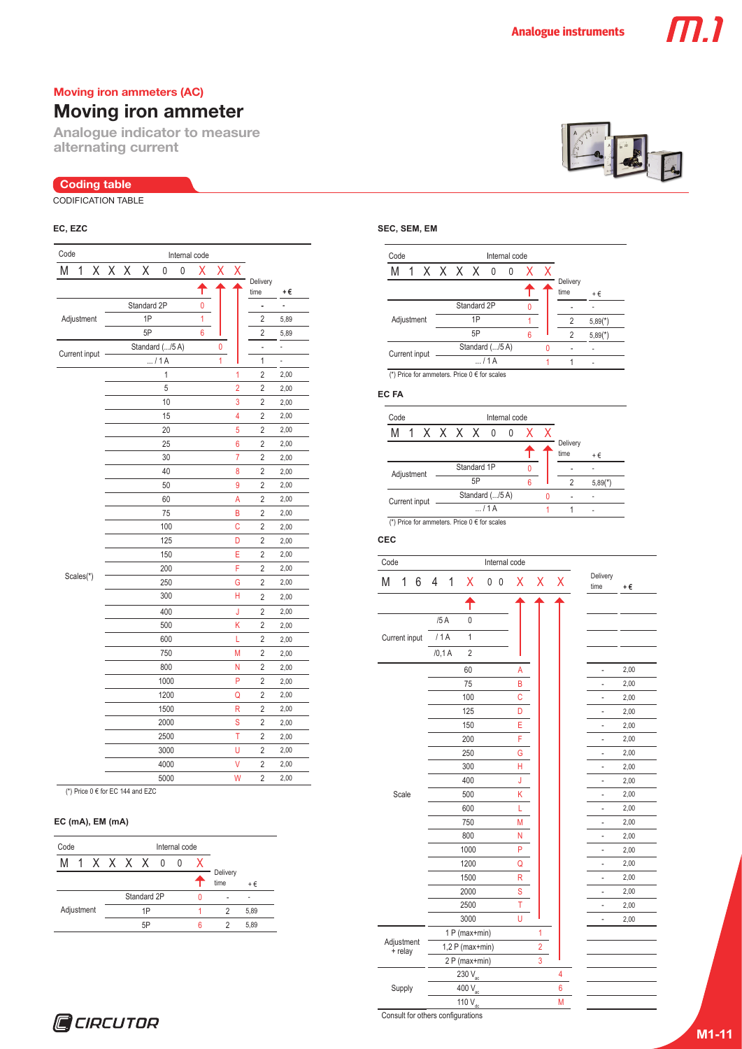## Moving iron ammeters (AC)

# Moving iron ammeter

**Analogue indicator to measure alternating current**

### Coding table

CODIFICATION TABLE

#### EC, EZC

Code: M 1 X X X X 0 0 X X X (Internal code)

| | | Code | Delivery time | + € |
|---|---|---|---|---|
| Adjustment | Standard 2P | 0 | - | - |
| | 1P | 1 | 2 | 5,89 |
| | 5P | 6 | 2 | 5,89 |
| Current input | Standard (.../5 A) | 0 | - | - |
| | ... / 1 A | 1 | 1 | - |
| Scales(*) | 1 | 1 | 2 | 2,00 |
| | 5 | 2 | 2 | 2,00 |
| | 10 | 3 | 2 | 2,00 |
| | 15 | 4 | 2 | 2,00 |
| | 20 | 5 | 2 | 2,00 |
| | 25 | 6 | 2 | 2,00 |
| | 30 | 7 | 2 | 2,00 |
| | 40 | 8 | 2 | 2,00 |
| | 50 | 9 | 2 | 2,00 |
| | 60 | A | 2 | 2,00 |
| | 75 | B | 2 | 2,00 |
| | 100 | C | 2 | 2,00 |
| | 125 | D | 2 | 2,00 |
| | 150 | E | 2 | 2,00 |
| | 200 | F | 2 | 2,00 |
| | 250 | G | 2 | 2,00 |
| | 300 | H | 2 | 2,00 |
| | 400 | J | 2 | 2,00 |
| | 500 | K | 2 | 2,00 |
| | 600 | L | 2 | 2,00 |
| | 750 | M | 2 | 2,00 |
| | 800 | N | 2 | 2,00 |
| | 1000 | P | 2 | 2,00 |
| | 1200 | Q | 2 | 2,00 |
| | 1500 | R | 2 | 2,00 |
| | 2000 | S | 2 | 2,00 |
| | 2500 | T | 2 | 2,00 |
| | 3000 | U | 2 | 2,00 |
| | 4000 | V | 2 | 2,00 |
| | 5000 | W | 2 | 2,00 |

(*) Price 0 € for EC 144 and EZC

#### EC (mA), EM (mA)

Code: M 1 X X X X 0 0 X (Internal code)

| | | Code | Delivery time | + € |
|---|---|---|---|---|
| Adjustment | Standard 2P | 0 | - | - |
| | 1P | 1 | 2 | 5,89 |
| | 5P | 6 | 2 | 5,89 |

#### SEC, SEM, EM

Code: M 1 X X X X 0 0 X X (Internal code)

| | | Code | Delivery time | + € |
|---|---|---|---|---|
| Adjustment | Standard 2P | 0 | - | - |
| | 1P | 1 | 2 | 5,89(*) |
| | 5P | 6 | 2 | 5,89(*) |
| Current input | Standard (.../5 A) | 0 | - | - |
| | ... / 1 A | 1 | 1 | - |

(*) Price for ammeters. Price 0 € for scales

#### EC FA

Code: M 1 X X X X 0 0 X X (Internal code)

| | | Code | Delivery time | + € |
|---|---|---|---|---|
| Adjustment | Standard 1P | 0 | - | - |
| | 5P | 6 | 2 | 5,89(*) |
| Current input | Standard (.../5 A) | 0 | - | - |
| | ... / 1 A | 1 | 1 | - |

(*) Price for ammeters. Price 0 € for scales

#### CEC

Code: M 1 6 4 1 X 0 0 X X X (Internal code)

| | | Code | Delivery time | + € |
|---|---|---|---|---|
| Current input | /5 A | 0 | | |
| | / 1 A | 1 | | |
| | /0,1 A | 2 | | |
| Scale | 60 | A | - | 2,00 |
| | 75 | B | - | 2,00 |
| | 100 | C | - | 2,00 |
| | 125 | D | - | 2,00 |
| | 150 | E | - | 2,00 |
| | 200 | F | - | 2,00 |
| | 250 | G | - | 2,00 |
| | 300 | H | - | 2,00 |
| | 400 | J | - | 2,00 |
| | 500 | K | - | 2,00 |
| | 600 | L | - | 2,00 |
| | 750 | M | - | 2,00 |
| | 800 | N | - | 2,00 |
| | 1000 | P | - | 2,00 |
| | 1200 | Q | - | 2,00 |
| | 1500 | R | - | 2,00 |
| | 2000 | S | - | 2,00 |
| | 2500 | T | - | 2,00 |
| | 3000 | U | - | 2,00 |
| Adjustment + relay | 1 P (max+min) | 1 | | |
| | 1,2 P (max+min) | 2 | | |
| | 2 P (max+min) | 3 | | |
| Supply | 230 $V_{ac}$ | 4 | | |
| | 400 $V_{ac}$ | 6 | | |
| | 110 $V_{dc}$ | M | | |

Consult for others configurations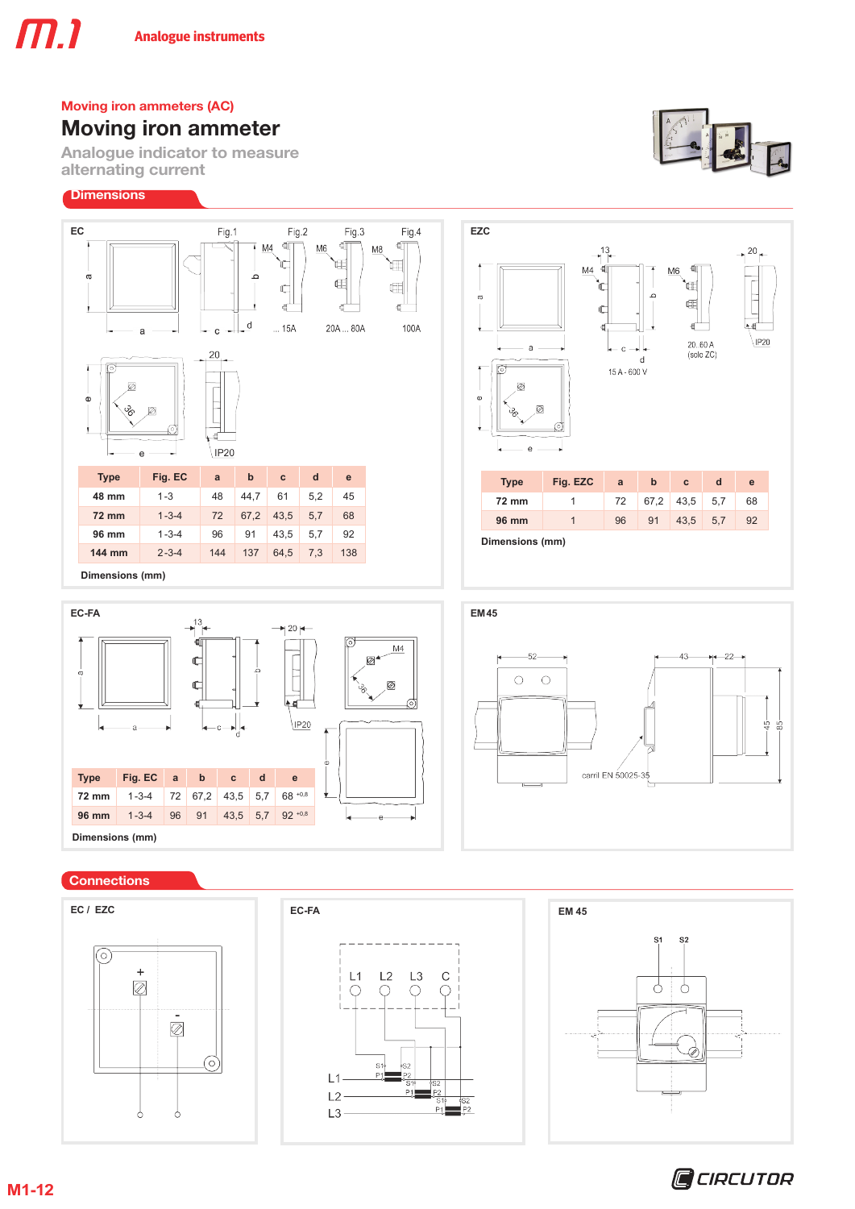Moving iron ammeters (AC)

# Moving iron ammeter

## Analogue indicator to measure alternating current

## Dimensions

### EC

Fig.1 Fig.2 Fig.3 Fig.4

M4 M6 M8

... 15A 20A ... 80A 100A

IP20

| Type | Fig. EC | a | b | c | d | e |
|---|---|---|---|---|---|---|
| 48 mm | 1-3 | 48 | 44,7 | 61 | 5,2 | 45 |
| 72 mm | 1-3-4 | 72 | 67,2 | 43,5 | 5,7 | 68 |
| 96 mm | 1-3-4 | 96 | 91 | 43,5 | 5,7 | 92 |
| 144 mm | 2-3-4 | 144 | 137 | 64,5 | 7,3 | 138 |

Dimensions (mm)

### EZC

M4 M6

15 A - 600 V

20. 60 A (solo ZC)

IP20

| Type | Fig. EZC | a | b | c | d | e |
|---|---|---|---|---|---|---|
| 72 mm | 1 | 72 | 67,2 | 43,5 | 5,7 | 68 |
| 96 mm | 1 | 96 | 91 | 43,5 | 5,7 | 92 |

Dimensions (mm)

### EC-FA

M4

IP20

| Type | Fig. EC | a | b | c | d | e |
|---|---|---|---|---|---|---|
| 72 mm | 1-3-4 | 72 | 67,2 | 43,5 | 5,7 | 68 $^{+0,8}$ |
| 96 mm | 1-3-4 | 96 | 91 | 43,5 | 5,7 | 92 $^{+0,8}$ |

Dimensions (mm)

### EM45

52 43 22 45 85

carril EN 50025-35

## Connections

### EC / EZC

### EC-FA

L1 L2 L3 C

S1 S2 P1 P2

L1 L2 L3

### EM 45

S1 S2